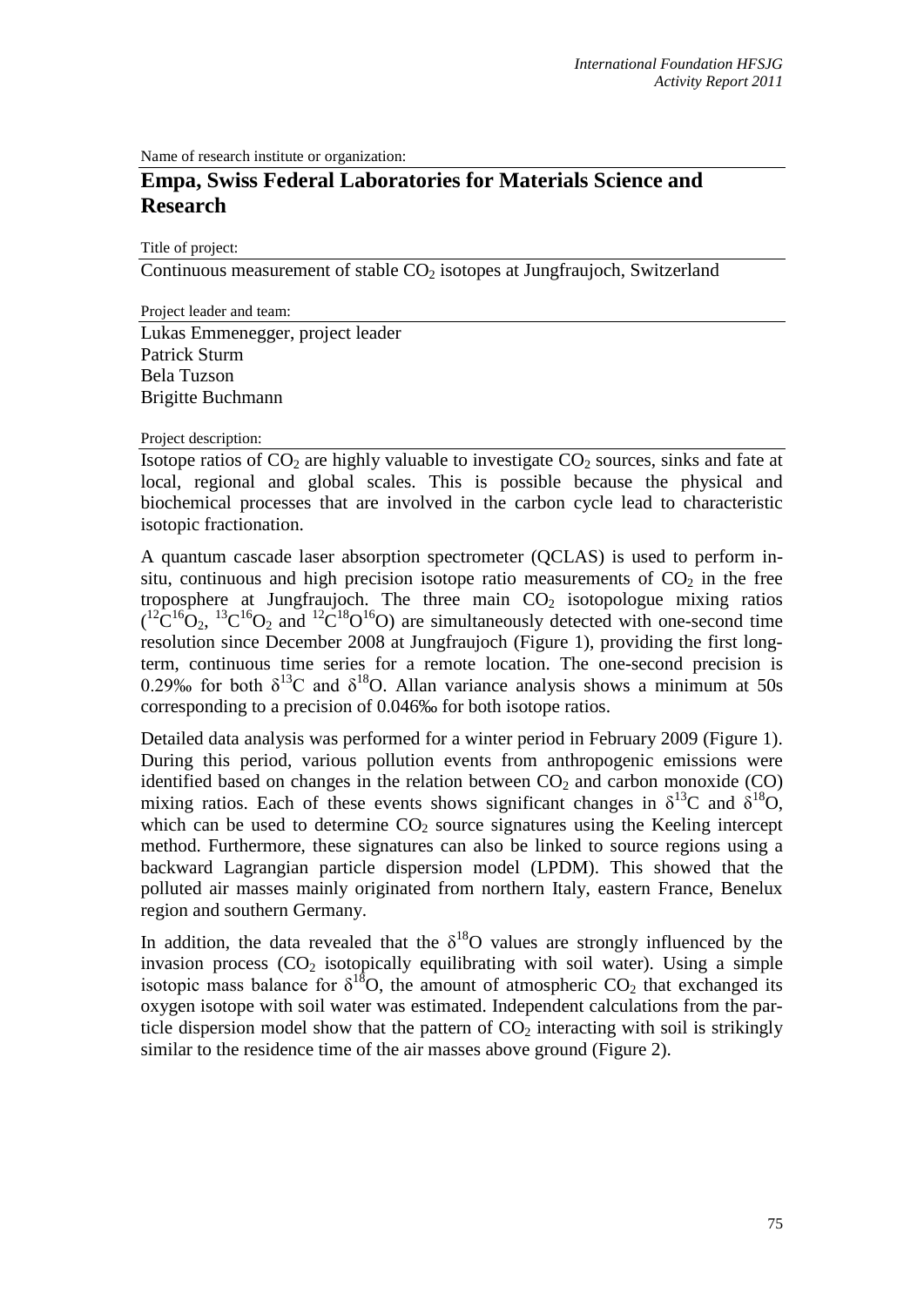Name of research institute or organization:

# Empa, Swiss Federal Laboratories for Materials Science and Research

Title of project:

Continuous measurement of stable $CO_2$ isotopes at Jungfraujoch, Switzerland

Project leader and team:

Lukas Emmenegger, project leader
Patrick Sturm
Bela Tuzson
Brigitte Buchmann

Project description:

Isotope ratios of $CO_2$ are highly valuable to investigate $CO_2$ sources, sinks and fate at local, regional and global scales. This is possible because the physical and biochemical processes that are involved in the carbon cycle lead to characteristic isotopic fractionation.

A quantum cascade laser absorption spectrometer (QCLAS) is used to perform in-situ, continuous and high precision isotope ratio measurements of $CO_2$ in the free troposphere at Jungfraujoch. The three main $CO_2$ isotopologue mixing ratios ($^{12}C^{16}O_2$, $^{13}C^{16}O_2$ and $^{12}C^{18}O^{16}O$) are simultaneously detected with one-second time resolution since December 2008 at Jungfraujoch (Figure 1), providing the first long-term, continuous time series for a remote location. The one-second precision is 0.29‰ for both $\delta^{13}C$ and $\delta^{18}O$. Allan variance analysis shows a minimum at 50s corresponding to a precision of 0.046‰ for both isotope ratios.

Detailed data analysis was performed for a winter period in February 2009 (Figure 1). During this period, various pollution events from anthropogenic emissions were identified based on changes in the relation between $CO_2$ and carbon monoxide (CO) mixing ratios. Each of these events shows significant changes in $\delta^{13}C$ and $\delta^{18}O$, which can be used to determine $CO_2$ source signatures using the Keeling intercept method. Furthermore, these signatures can also be linked to source regions using a backward Lagrangian particle dispersion model (LPDM). This showed that the polluted air masses mainly originated from northern Italy, eastern France, Benelux region and southern Germany.

In addition, the data revealed that the $\delta^{18}O$ values are strongly influenced by the invasion process ($CO_2$ isotopically equilibrating with soil water). Using a simple isotopic mass balance for $\delta^{18}O$, the amount of atmospheric $CO_2$ that exchanged its oxygen isotope with soil water was estimated. Independent calculations from the particle dispersion model show that the pattern of $CO_2$ interacting with soil is strikingly similar to the residence time of the air masses above ground (Figure 2).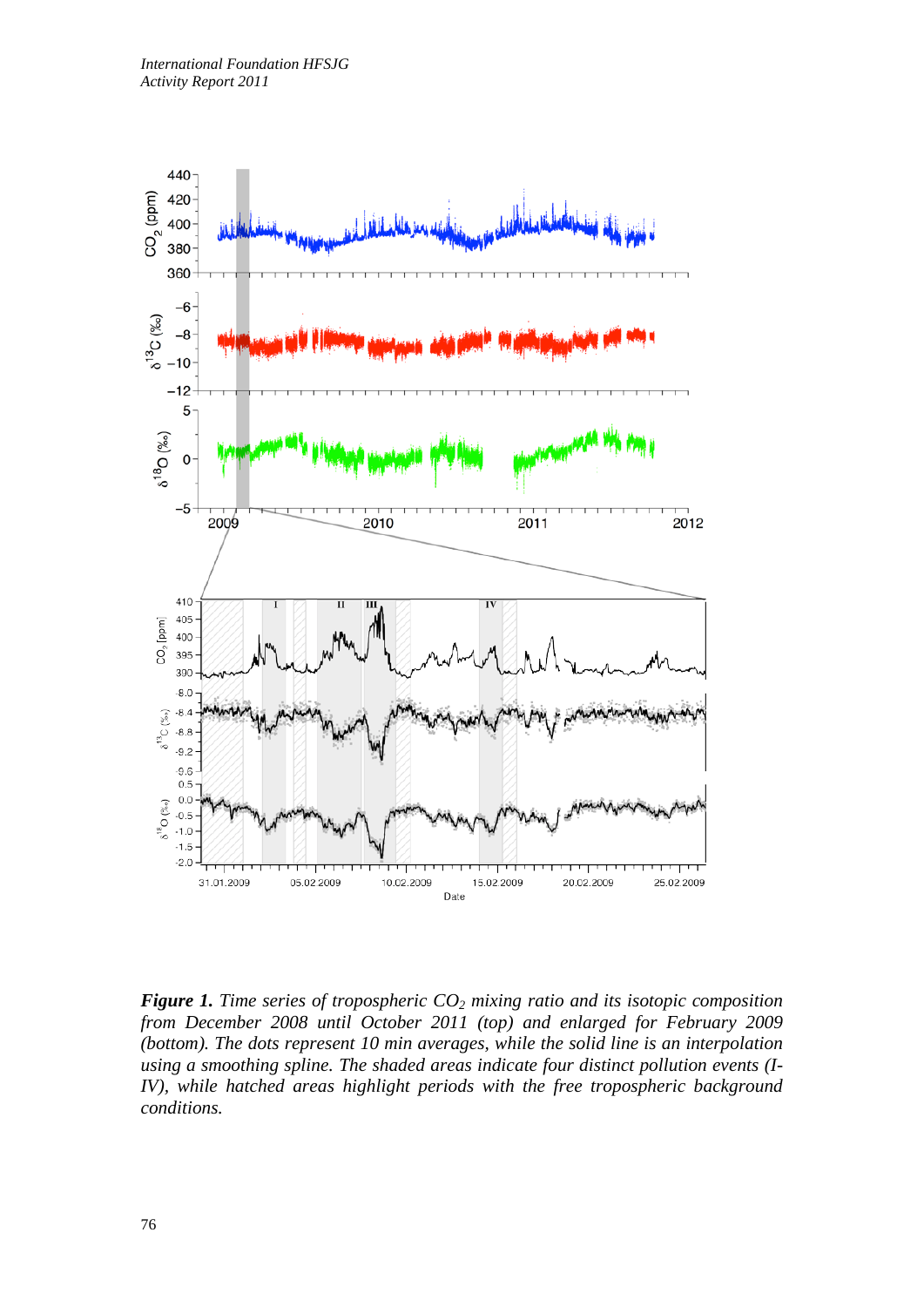***Figure 1.*** *Time series of tropospheric $CO_2$ mixing ratio and its isotopic composition from December 2008 until October 2011 (top) and enlarged for February 2009 (bottom). The dots represent 10 min averages, while the solid line is an interpolation using a smoothing spline. The shaded areas indicate four distinct pollution events (I-IV), while hatched areas highlight periods with the free tropospheric background conditions.*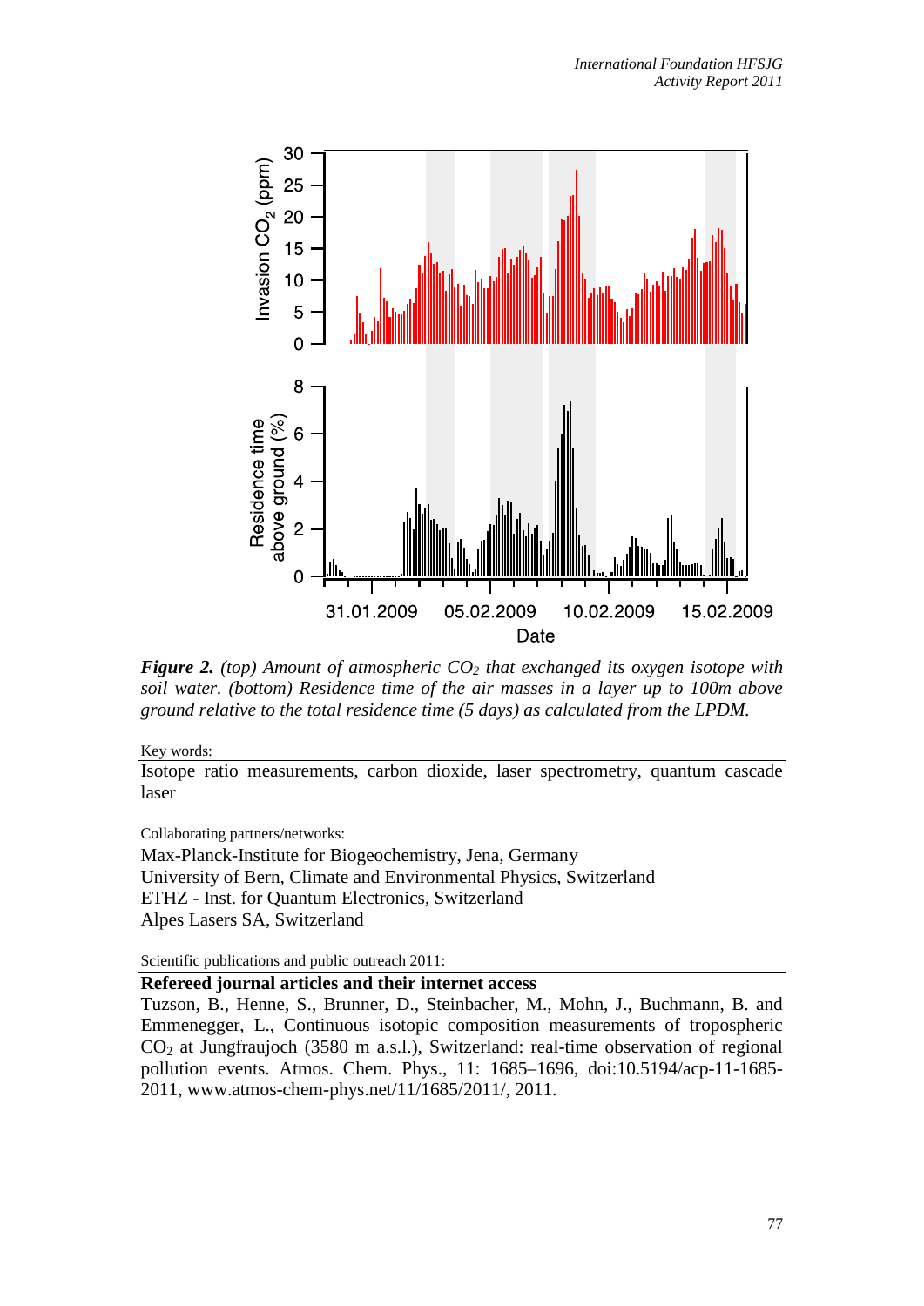***Figure 2.*** *(top) Amount of atmospheric $CO_2$ that exchanged its oxygen isotope with soil water. (bottom) Residence time of the air masses in a layer up to 100m above ground relative to the total residence time (5 days) as calculated from the LPDM.*

Key words:

Isotope ratio measurements, carbon dioxide, laser spectrometry, quantum cascade laser

Collaborating partners/networks:

Max-Planck-Institute for Biogeochemistry, Jena, Germany
University of Bern, Climate and Environmental Physics, Switzerland
ETHZ - Inst. for Quantum Electronics, Switzerland
Alpes Lasers SA, Switzerland

Scientific publications and public outreach 2011:

**Refereed journal articles and their internet access**

Tuzson, B., Henne, S., Brunner, D., Steinbacher, M., Mohn, J., Buchmann, B. and Emmenegger, L., Continuous isotopic composition measurements of tropospheric $CO_2$ at Jungfraujoch (3580 m a.s.l.), Switzerland: real-time observation of regional pollution events. Atmos. Chem. Phys., 11: 1685–1696, doi:10.5194/acp-11-1685-2011, www.atmos-chem-phys.net/11/1685/2011/, 2011.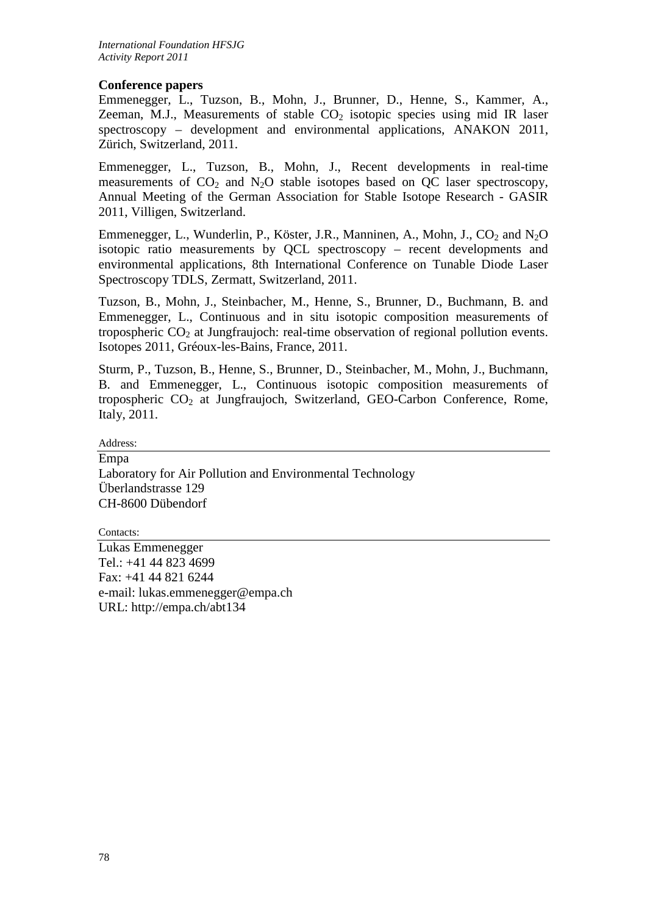**Conference papers**

Emmenegger, L., Tuzson, B., Mohn, J., Brunner, D., Henne, S., Kammer, A., Zeeman, M.J., Measurements of stable $CO_2$ isotopic species using mid IR laser spectroscopy – development and environmental applications, ANAKON 2011, Zürich, Switzerland, 2011.

Emmenegger, L., Tuzson, B., Mohn, J., Recent developments in real-time measurements of $CO_2$ and $N_2O$ stable isotopes based on QC laser spectroscopy, Annual Meeting of the German Association for Stable Isotope Research - GASIR 2011, Villigen, Switzerland.

Emmenegger, L., Wunderlin, P., Köster, J.R., Manninen, A., Mohn, J., $CO_2$ and $N_2O$ isotopic ratio measurements by QCL spectroscopy – recent developments and environmental applications, 8th International Conference on Tunable Diode Laser Spectroscopy TDLS, Zermatt, Switzerland, 2011.

Tuzson, B., Mohn, J., Steinbacher, M., Henne, S., Brunner, D., Buchmann, B. and Emmenegger, L., Continuous and in situ isotopic composition measurements of tropospheric $CO_2$ at Jungfraujoch: real-time observation of regional pollution events. Isotopes 2011, Gréoux-les-Bains, France, 2011.

Sturm, P., Tuzson, B., Henne, S., Brunner, D., Steinbacher, M., Mohn, J., Buchmann, B. and Emmenegger, L., Continuous isotopic composition measurements of tropospheric $CO_2$ at Jungfraujoch, Switzerland, GEO-Carbon Conference, Rome, Italy, 2011.

Address:

Empa
Laboratory for Air Pollution and Environmental Technology
Überlandstrasse 129
CH-8600 Dübendorf

Contacts:

Lukas Emmenegger
Tel.: +41 44 823 4699
Fax: +41 44 821 6244
e-mail: lukas.emmenegger@empa.ch
URL: http://empa.ch/abt134